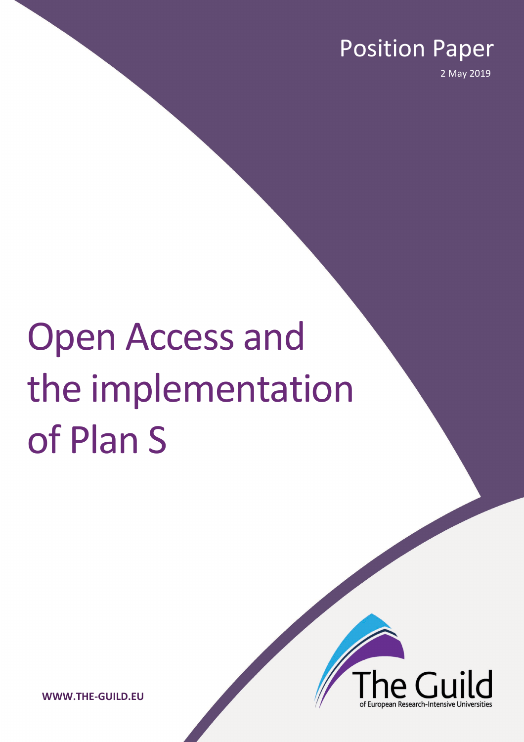Position Paper

2 May 2019

# Open Access and the implementation of Plan S

**WWW.THE-GUILD.EU**

The Guild of European Research-Intensive Universities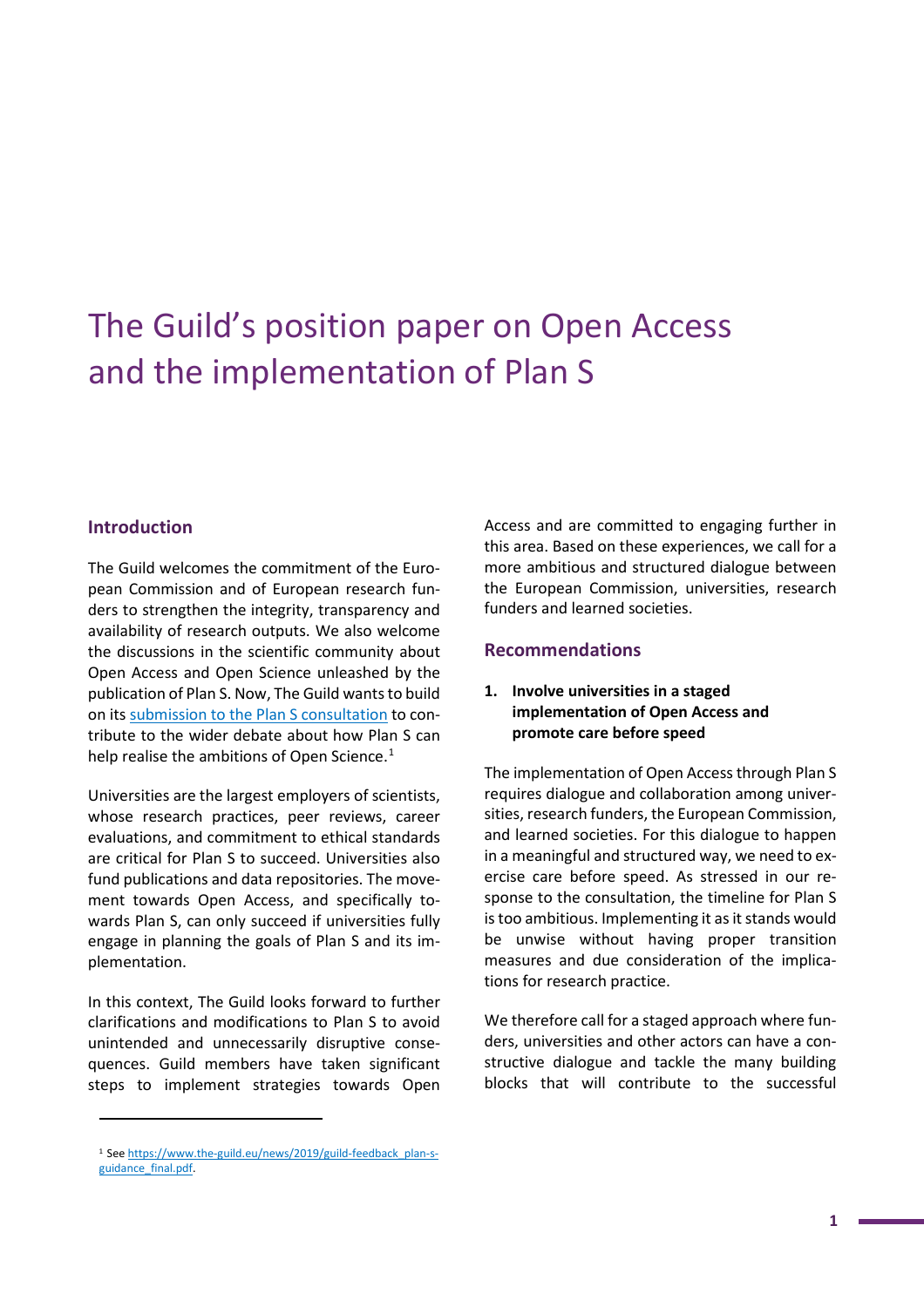# The Guild's position paper on Open Access and the implementation of Plan S

## Introduction

The Guild welcomes the commitment of the European Commission and of European research funders to strengthen the integrity, transparency and availability of research outputs. We also welcome the discussions in the scientific community about Open Access and Open Science unleashed by the publication of Plan S. Now, The Guild wants to build on its [submission to the Plan S consultation](https://www.the-guild.eu/news/2019/guild-feedback_plan-s-guidance_final.pdf) to contribute to the wider debate about how Plan S can help realise the ambitions of Open Science.[1]

Universities are the largest employers of scientists, whose research practices, peer reviews, career evaluations, and commitment to ethical standards are critical for Plan S to succeed. Universities also fund publications and data repositories. The movement towards Open Access, and specifically towards Plan S, can only succeed if universities fully engage in planning the goals of Plan S and its implementation.

In this context, The Guild looks forward to further clarifications and modifications to Plan S to avoid unintended and unnecessarily disruptive consequences. Guild members have taken significant steps to implement strategies towards Open Access and are committed to engaging further in this area. Based on these experiences, we call for a more ambitious and structured dialogue between the European Commission, universities, research funders and learned societies.

## Recommendations

### 1. Involve universities in a staged implementation of Open Access and promote care before speed

The implementation of Open Access through Plan S requires dialogue and collaboration among universities, research funders, the European Commission, and learned societies. For this dialogue to happen in a meaningful and structured way, we need to exercise care before speed. As stressed in our response to the consultation, the timeline for Plan S is too ambitious. Implementing it as it stands would be unwise without having proper transition measures and due consideration of the implications for research practice.

We therefore call for a staged approach where funders, universities and other actors can have a constructive dialogue and tackle the many building blocks that will contribute to the successful

---

[1] See https://www.the-guild.eu/news/2019/guild-feedback_plan-s-guidance_final.pdf.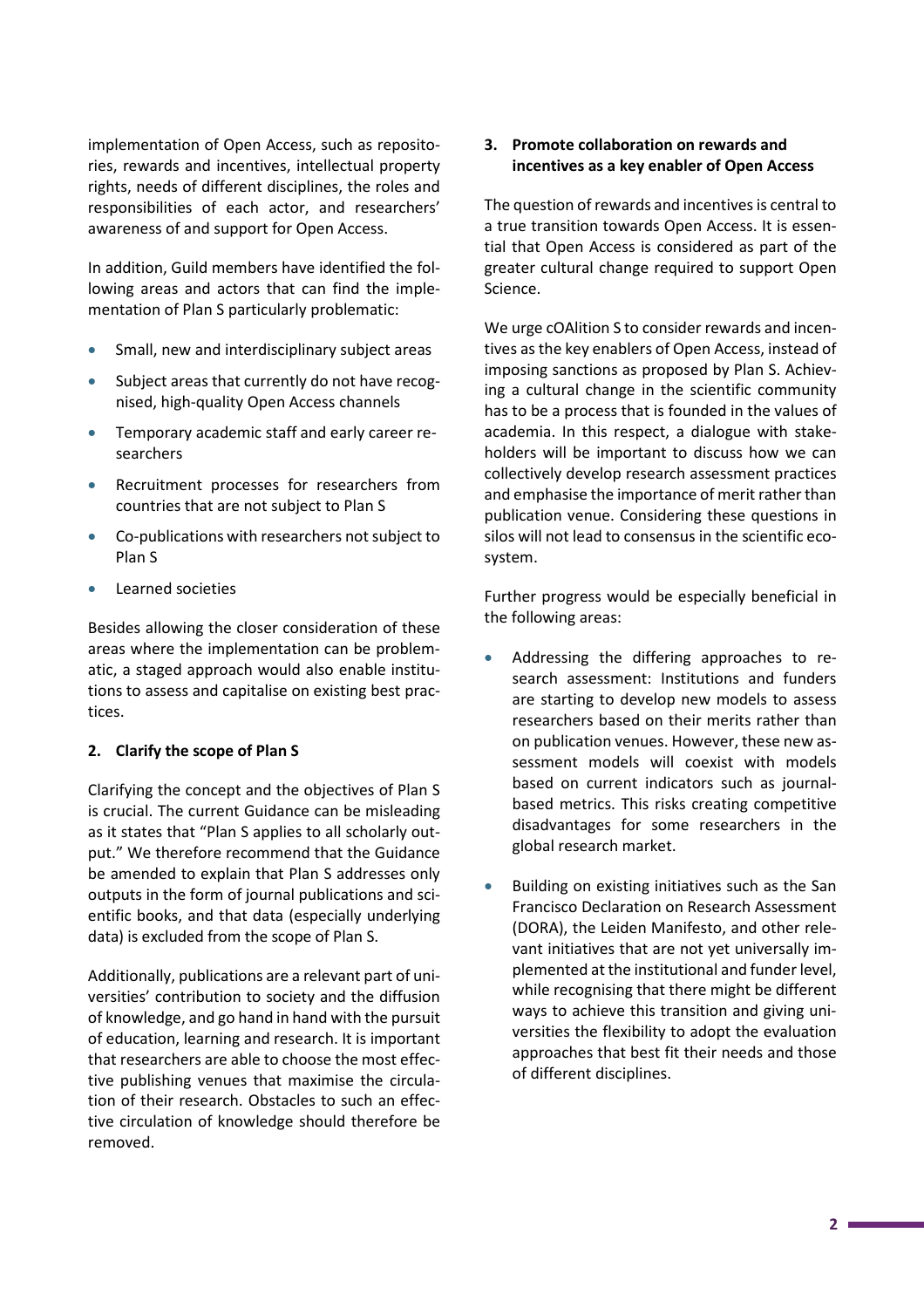implementation of Open Access, such as repositories, rewards and incentives, intellectual property rights, needs of different disciplines, the roles and responsibilities of each actor, and researchers' awareness of and support for Open Access.

In addition, Guild members have identified the following areas and actors that can find the implementation of Plan S particularly problematic:

- Small, new and interdisciplinary subject areas
- Subject areas that currently do not have recognised, high-quality Open Access channels
- Temporary academic staff and early career researchers
- Recruitment processes for researchers from countries that are not subject to Plan S
- Co-publications with researchers not subject to Plan S
- Learned societies

Besides allowing the closer consideration of these areas where the implementation can be problematic, a staged approach would also enable institutions to assess and capitalise on existing best practices.

### 2. Clarify the scope of Plan S

Clarifying the concept and the objectives of Plan S is crucial. The current Guidance can be misleading as it states that "Plan S applies to all scholarly output." We therefore recommend that the Guidance be amended to explain that Plan S addresses only outputs in the form of journal publications and scientific books, and that data (especially underlying data) is excluded from the scope of Plan S.

Additionally, publications are a relevant part of universities' contribution to society and the diffusion of knowledge, and go hand in hand with the pursuit of education, learning and research. It is important that researchers are able to choose the most effective publishing venues that maximise the circulation of their research. Obstacles to such an effective circulation of knowledge should therefore be removed.

### 3. Promote collaboration on rewards and incentives as a key enabler of Open Access

The question of rewards and incentives is central to a true transition towards Open Access. It is essential that Open Access is considered as part of the greater cultural change required to support Open Science.

We urge cOAlition S to consider rewards and incentives as the key enablers of Open Access, instead of imposing sanctions as proposed by Plan S. Achieving a cultural change in the scientific community has to be a process that is founded in the values of academia. In this respect, a dialogue with stakeholders will be important to discuss how we can collectively develop research assessment practices and emphasise the importance of merit rather than publication venue. Considering these questions in silos will not lead to consensus in the scientific ecosystem.

Further progress would be especially beneficial in the following areas:

- Addressing the differing approaches to research assessment: Institutions and funders are starting to develop new models to assess researchers based on their merits rather than on publication venues. However, these new assessment models will coexist with models based on current indicators such as journal-based metrics. This risks creating competitive disadvantages for some researchers in the global research market.
- Building on existing initiatives such as the San Francisco Declaration on Research Assessment (DORA), the Leiden Manifesto, and other relevant initiatives that are not yet universally implemented at the institutional and funder level, while recognising that there might be different ways to achieve this transition and giving universities the flexibility to adopt the evaluation approaches that best fit their needs and those of different disciplines.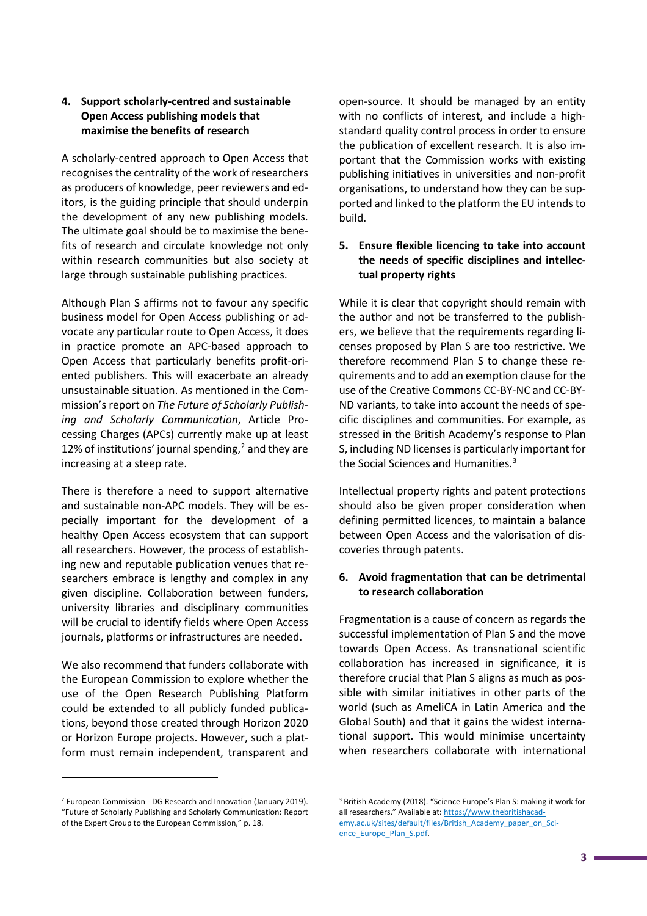### 4. Support scholarly-centred and sustainable Open Access publishing models that maximise the benefits of research

A scholarly-centred approach to Open Access that recognises the centrality of the work of researchers as producers of knowledge, peer reviewers and editors, is the guiding principle that should underpin the development of any new publishing models. The ultimate goal should be to maximise the benefits of research and circulate knowledge not only within research communities but also society at large through sustainable publishing practices.

Although Plan S affirms not to favour any specific business model for Open Access publishing or advocate any particular route to Open Access, it does in practice promote an APC-based approach to Open Access that particularly benefits profit-oriented publishers. This will exacerbate an already unsustainable situation. As mentioned in the Commission's report on *The Future of Scholarly Publishing and Scholarly Communication*, Article Processing Charges (APCs) currently make up at least 12% of institutions' journal spending,[2] and they are increasing at a steep rate.

There is therefore a need to support alternative and sustainable non-APC models. They will be especially important for the development of a healthy Open Access ecosystem that can support all researchers. However, the process of establishing new and reputable publication venues that researchers embrace is lengthy and complex in any given discipline. Collaboration between funders, university libraries and disciplinary communities will be crucial to identify fields where Open Access journals, platforms or infrastructures are needed.

We also recommend that funders collaborate with the European Commission to explore whether the use of the Open Research Publishing Platform could be extended to all publicly funded publications, beyond those created through Horizon 2020 or Horizon Europe projects. However, such a platform must remain independent, transparent and open-source. It should be managed by an entity with no conflicts of interest, and include a high-standard quality control process in order to ensure the publication of excellent research. It is also important that the Commission works with existing publishing initiatives in universities and non-profit organisations, to understand how they can be supported and linked to the platform the EU intends to build.

### 5. Ensure flexible licencing to take into account the needs of specific disciplines and intellectual property rights

While it is clear that copyright should remain with the author and not be transferred to the publishers, we believe that the requirements regarding licenses proposed by Plan S are too restrictive. We therefore recommend Plan S to change these requirements and to add an exemption clause for the use of the Creative Commons CC-BY-NC and CC-BY-ND variants, to take into account the needs of specific disciplines and communities. For example, as stressed in the British Academy's response to Plan S, including ND licenses is particularly important for the Social Sciences and Humanities.[3]

Intellectual property rights and patent protections should also be given proper consideration when defining permitted licences, to maintain a balance between Open Access and the valorisation of discoveries through patents.

### 6. Avoid fragmentation that can be detrimental to research collaboration

Fragmentation is a cause of concern as regards the successful implementation of Plan S and the move towards Open Access. As transnational scientific collaboration has increased in significance, it is therefore crucial that Plan S aligns as much as possible with similar initiatives in other parts of the world (such as AmeliCA in Latin America and the Global South) and that it gains the widest international support. This would minimise uncertainty when researchers collaborate with international

---

[2] European Commission - DG Research and Innovation (January 2019). "Future of Scholarly Publishing and Scholarly Communication: Report of the Expert Group to the European Commission," p. 18.

[3] British Academy (2018). "Science Europe's Plan S: making it work for all researchers." Available at: https://www.thebritishacademy.ac.uk/sites/default/files/British_Academy_paper_on_Science_Europe_Plan_S.pdf.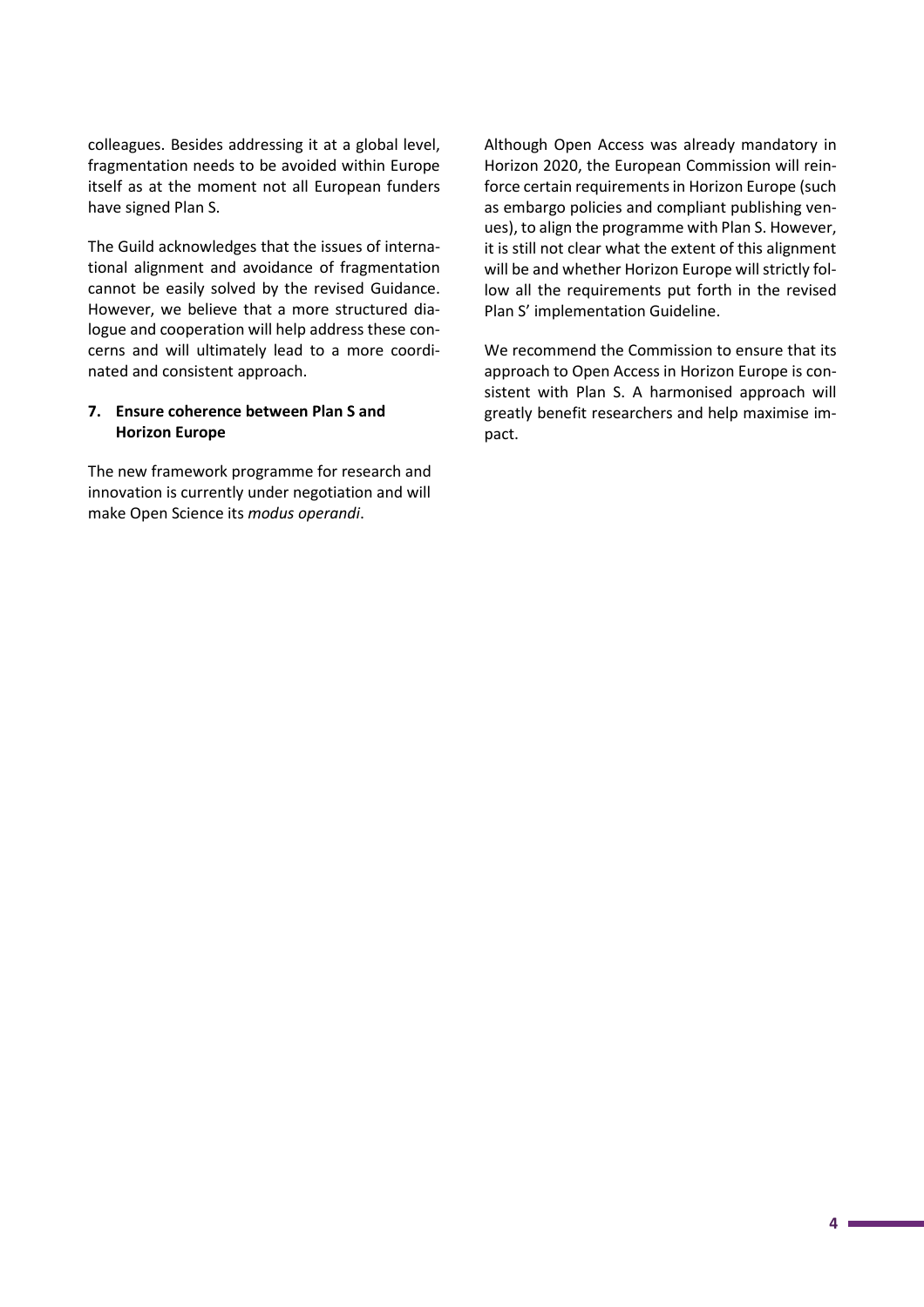colleagues. Besides addressing it at a global level, fragmentation needs to be avoided within Europe itself as at the moment not all European funders have signed Plan S.

The Guild acknowledges that the issues of international alignment and avoidance of fragmentation cannot be easily solved by the revised Guidance. However, we believe that a more structured dialogue and cooperation will help address these concerns and will ultimately lead to a more coordinated and consistent approach.

**7. Ensure coherence between Plan S and Horizon Europe**

The new framework programme for research and innovation is currently under negotiation and will make Open Science its *modus operandi*.

Although Open Access was already mandatory in Horizon 2020, the European Commission will reinforce certain requirements in Horizon Europe (such as embargo policies and compliant publishing venues), to align the programme with Plan S. However, it is still not clear what the extent of this alignment will be and whether Horizon Europe will strictly follow all the requirements put forth in the revised Plan S' implementation Guideline.

We recommend the Commission to ensure that its approach to Open Access in Horizon Europe is consistent with Plan S. A harmonised approach will greatly benefit researchers and help maximise impact.